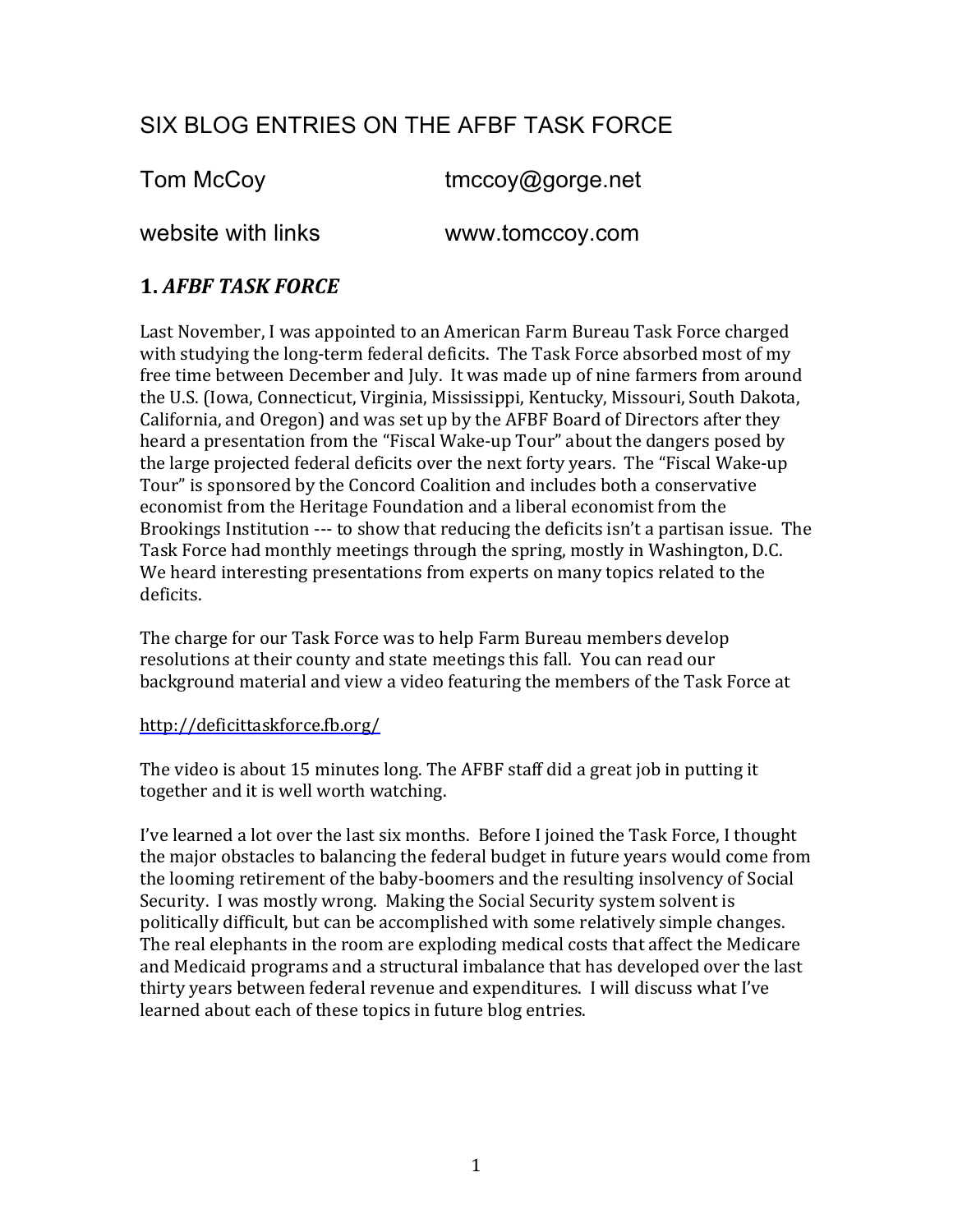# SIX BLOG ENTRIES ON THE AFBF TASK FORCE

Tom McCoy tmccoy@gorge.net

website with links www.tomccoy.com

## 1. *AFBF TASK FORCE*

Last November, I was appointed to an American Farm Bureau Task Force charged with studying the long-term federal deficits. The Task Force absorbed most of my free time between December and July. It was made up of nine farmers from around the U.S. (Iowa, Connecticut, Virginia, Mississippi, Kentucky, Missouri, South Dakota, California, and Oregon) and was set up by the AFBF Board of Directors after they heard a presentation from the "Fiscal Wake-up Tour" about the dangers posed by the large projected federal deficits over the next forty years. The "Fiscal Wake-up Tour" is sponsored by the Concord Coalition and includes both a conservative economist from the Heritage Foundation and a liberal economist from the Brookings Institution --- to show that reducing the deficits isn't a partisan issue. The Task Force had monthly meetings through the spring, mostly in Washington, D.C. We heard interesting presentations from experts on many topics related to the deficits.

The charge for our Task Force was to help Farm Bureau members develop resolutions at their county and state meetings this fall. You can read our background material and view a video featuring the members of the Task Force at

http://deficittaskforce.fb.org/

The video is about 15 minutes long. The AFBF staff did a great job in putting it together and it is well worth watching.

I've learned a lot over the last six months. Before I joined the Task Force, I thought the major obstacles to balancing the federal budget in future years would come from the looming retirement of the baby-boomers and the resulting insolvency of Social Security. I was mostly wrong. Making the Social Security system solvent is politically difficult, but can be accomplished with some relatively simple changes. The real elephants in the room are exploding medical costs that affect the Medicare and Medicaid programs and a structural imbalance that has developed over the last thirty years between federal revenue and expenditures. I will discuss what I've learned about each of these topics in future blog entries.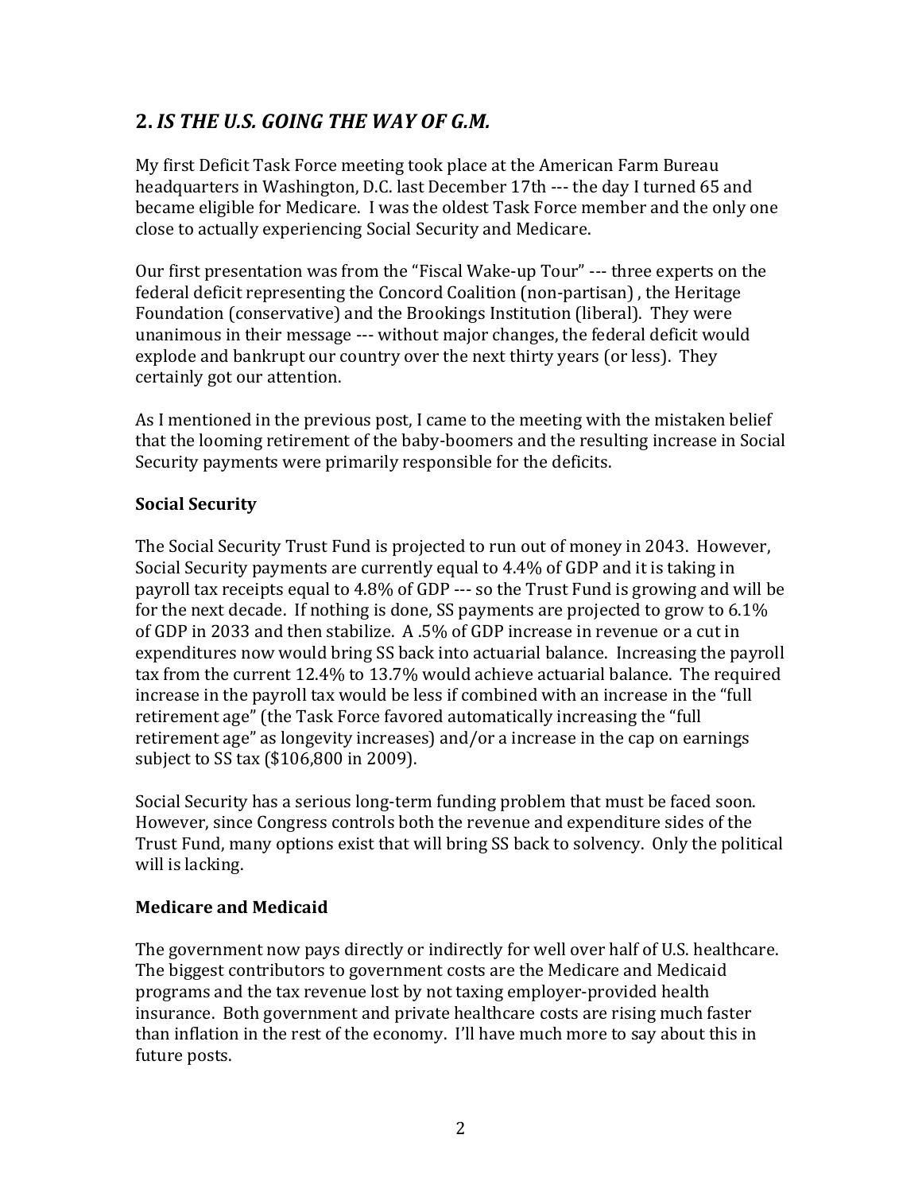## 2. *IS THE U.S. GOING THE WAY OF G.M.*

My first Deficit Task Force meeting took place at the American Farm Bureau headquarters in Washington, D.C. last December 17th --- the day I turned 65 and became eligible for Medicare. I was the oldest Task Force member and the only one close to actually experiencing Social Security and Medicare.

Our first presentation was from the "Fiscal Wake-up Tour" --- three experts on the federal deficit representing the Concord Coalition (non-partisan) , the Heritage Foundation (conservative) and the Brookings Institution (liberal). They were unanimous in their message --- without major changes, the federal deficit would explode and bankrupt our country over the next thirty years (or less). They certainly got our attention.

As I mentioned in the previous post, I came to the meeting with the mistaken belief that the looming retirement of the baby-boomers and the resulting increase in Social Security payments were primarily responsible for the deficits.

### Social Security

The Social Security Trust Fund is projected to run out of money in 2043. However, Social Security payments are currently equal to 4.4% of GDP and it is taking in payroll tax receipts equal to 4.8% of GDP --- so the Trust Fund is growing and will be for the next decade. If nothing is done, SS payments are projected to grow to 6.1% of GDP in 2033 and then stabilize. A .5% of GDP increase in revenue or a cut in expenditures now would bring SS back into actuarial balance. Increasing the payroll tax from the current 12.4% to 13.7% would achieve actuarial balance. The required increase in the payroll tax would be less if combined with an increase in the "full retirement age" (the Task Force favored automatically increasing the "full retirement age" as longevity increases) and/or a increase in the cap on earnings subject to SS tax ($106,800 in 2009).

Social Security has a serious long-term funding problem that must be faced soon. However, since Congress controls both the revenue and expenditure sides of the Trust Fund, many options exist that will bring SS back to solvency. Only the political will is lacking.

### Medicare and Medicaid

The government now pays directly or indirectly for well over half of U.S. healthcare. The biggest contributors to government costs are the Medicare and Medicaid programs and the tax revenue lost by not taxing employer-provided health insurance. Both government and private healthcare costs are rising much faster than inflation in the rest of the economy. I'll have much more to say about this in future posts.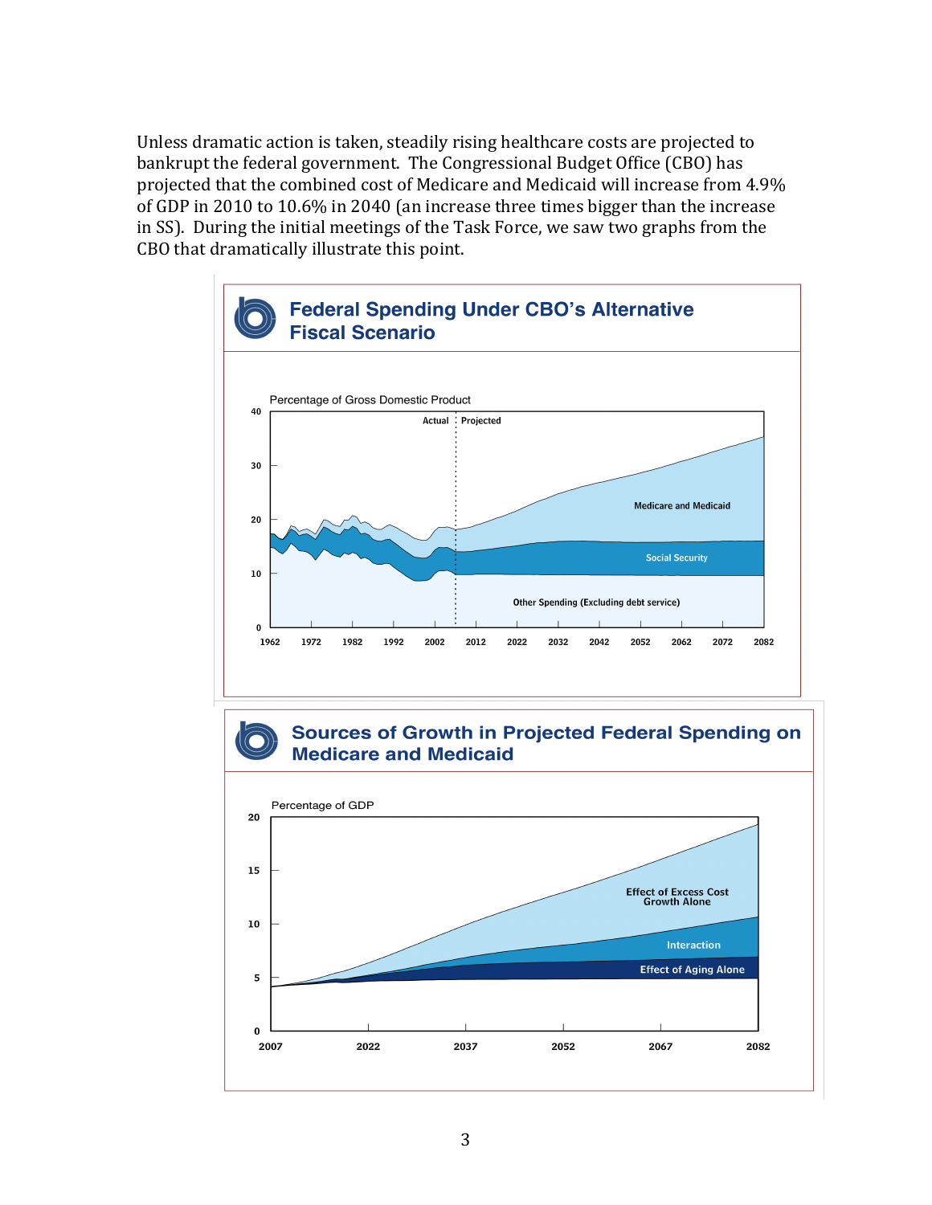Unless dramatic action is taken, steadily rising healthcare costs are projected to bankrupt the federal government. The Congressional Budget Office (CBO) has projected that the combined cost of Medicare and Medicaid will increase from 4.9% of GDP in 2010 to 10.6% in 2040 (an increase three times bigger than the increase in SS). During the initial meetings of the Task Force, we saw two graphs from the CBO that dramatically illustrate this point.

**Federal Spending Under CBO's Alternative Fiscal Scenario**

**Sources of Growth in Projected Federal Spending on Medicare and Medicaid**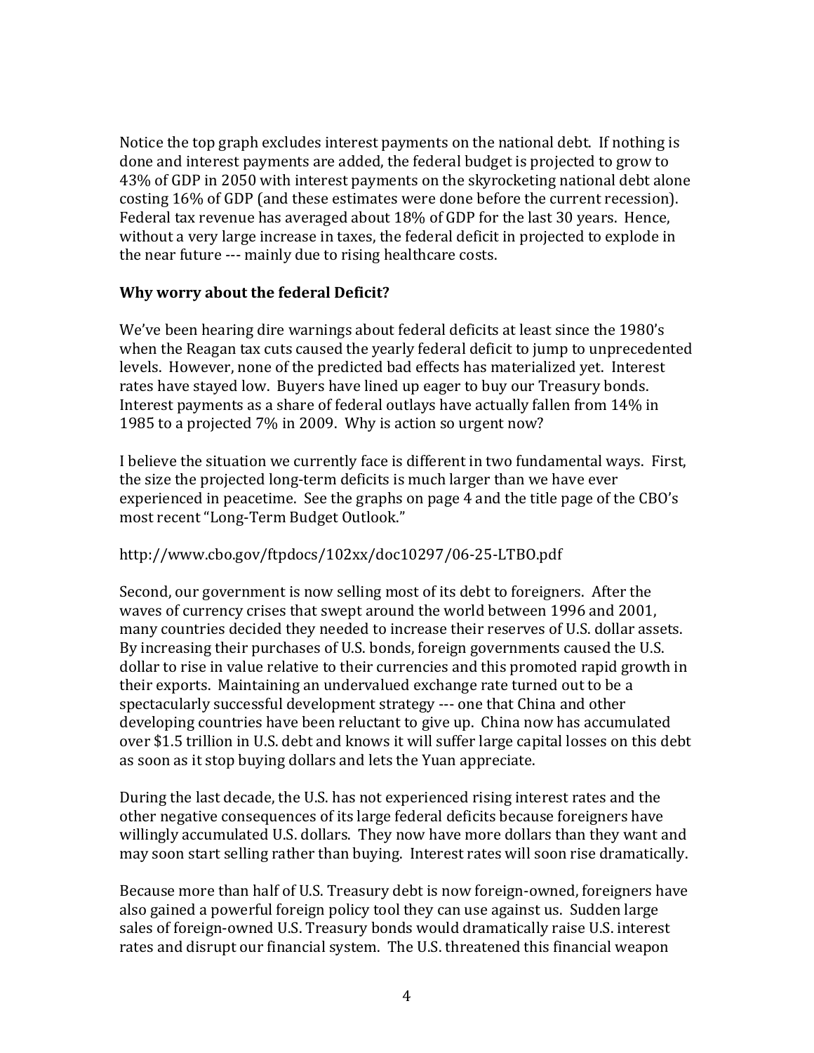Notice the top graph excludes interest payments on the national debt. If nothing is done and interest payments are added, the federal budget is projected to grow to 43% of GDP in 2050 with interest payments on the skyrocketing national debt alone costing 16% of GDP (and these estimates were done before the current recession). Federal tax revenue has averaged about 18% of GDP for the last 30 years. Hence, without a very large increase in taxes, the federal deficit in projected to explode in the near future --- mainly due to rising healthcare costs.

**Why worry about the federal Deficit?**

We've been hearing dire warnings about federal deficits at least since the 1980's when the Reagan tax cuts caused the yearly federal deficit to jump to unprecedented levels. However, none of the predicted bad effects has materialized yet. Interest rates have stayed low. Buyers have lined up eager to buy our Treasury bonds. Interest payments as a share of federal outlays have actually fallen from 14% in 1985 to a projected 7% in 2009. Why is action so urgent now?

I believe the situation we currently face is different in two fundamental ways. First, the size the projected long-term deficits is much larger than we have ever experienced in peacetime. See the graphs on page 4 and the title page of the CBO's most recent "Long-Term Budget Outlook."

http://www.cbo.gov/ftpdocs/102xx/doc10297/06-25-LTBO.pdf

Second, our government is now selling most of its debt to foreigners. After the waves of currency crises that swept around the world between 1996 and 2001, many countries decided they needed to increase their reserves of U.S. dollar assets. By increasing their purchases of U.S. bonds, foreign governments caused the U.S. dollar to rise in value relative to their currencies and this promoted rapid growth in their exports. Maintaining an undervalued exchange rate turned out to be a spectacularly successful development strategy --- one that China and other developing countries have been reluctant to give up. China now has accumulated over $1.5 trillion in U.S. debt and knows it will suffer large capital losses on this debt as soon as it stop buying dollars and lets the Yuan appreciate.

During the last decade, the U.S. has not experienced rising interest rates and the other negative consequences of its large federal deficits because foreigners have willingly accumulated U.S. dollars. They now have more dollars than they want and may soon start selling rather than buying. Interest rates will soon rise dramatically.

Because more than half of U.S. Treasury debt is now foreign-owned, foreigners have also gained a powerful foreign policy tool they can use against us. Sudden large sales of foreign-owned U.S. Treasury bonds would dramatically raise U.S. interest rates and disrupt our financial system. The U.S. threatened this financial weapon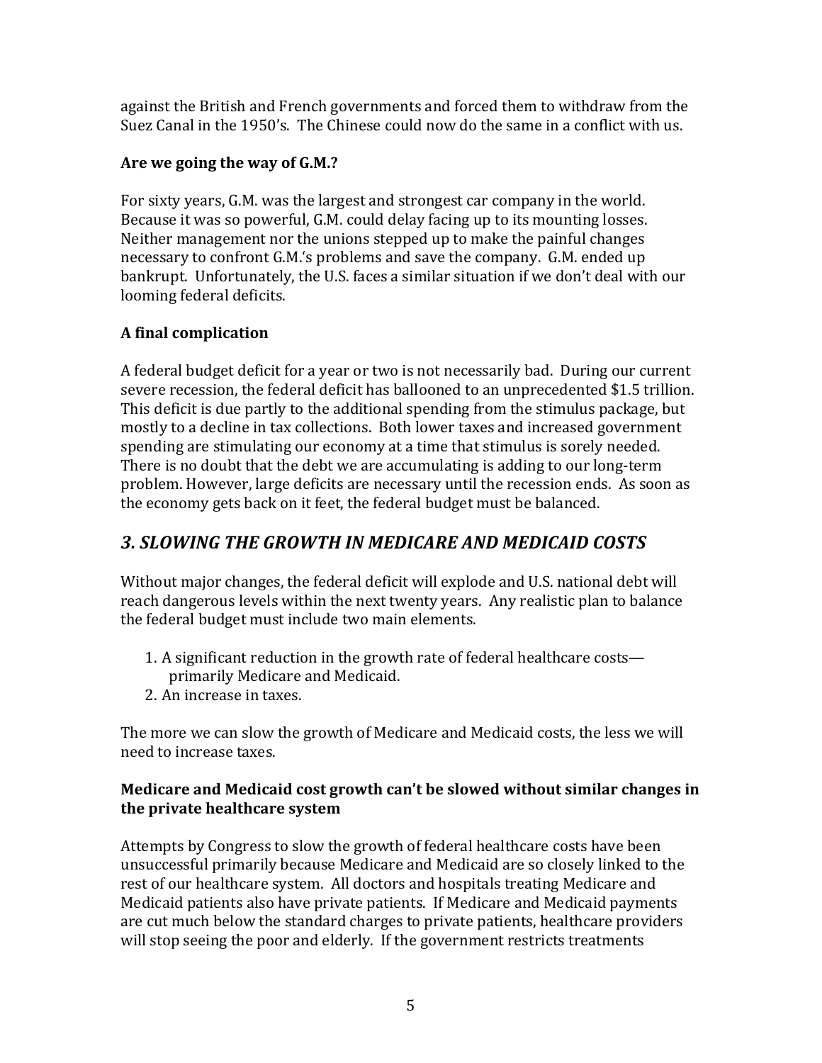against the British and French governments and forced them to withdraw from the Suez Canal in the 1950's. The Chinese could now do the same in a conflict with us.

### Are we going the way of G.M.?

For sixty years, G.M. was the largest and strongest car company in the world. Because it was so powerful, G.M. could delay facing up to its mounting losses. Neither management nor the unions stepped up to make the painful changes necessary to confront G.M.'s problems and save the company. G.M. ended up bankrupt. Unfortunately, the U.S. faces a similar situation if we don't deal with our looming federal deficits.

### A final complication

A federal budget deficit for a year or two is not necessarily bad. During our current severe recession, the federal deficit has ballooned to an unprecedented $1.5 trillion. This deficit is due partly to the additional spending from the stimulus package, but mostly to a decline in tax collections. Both lower taxes and increased government spending are stimulating our economy at a time that stimulus is sorely needed. There is no doubt that the debt we are accumulating is adding to our long-term problem. However, large deficits are necessary until the recession ends. As soon as the economy gets back on it feet, the federal budget must be balanced.

## *3. SLOWING THE GROWTH IN MEDICARE AND MEDICAID COSTS*

Without major changes, the federal deficit will explode and U.S. national debt will reach dangerous levels within the next twenty years. Any realistic plan to balance the federal budget must include two main elements.

1. A significant reduction in the growth rate of federal healthcare costs—primarily Medicare and Medicaid.
2. An increase in taxes.

The more we can slow the growth of Medicare and Medicaid costs, the less we will need to increase taxes.

### Medicare and Medicaid cost growth can't be slowed without similar changes in the private healthcare system

Attempts by Congress to slow the growth of federal healthcare costs have been unsuccessful primarily because Medicare and Medicaid are so closely linked to the rest of our healthcare system. All doctors and hospitals treating Medicare and Medicaid patients also have private patients. If Medicare and Medicaid payments are cut much below the standard charges to private patients, healthcare providers will stop seeing the poor and elderly. If the government restricts treatments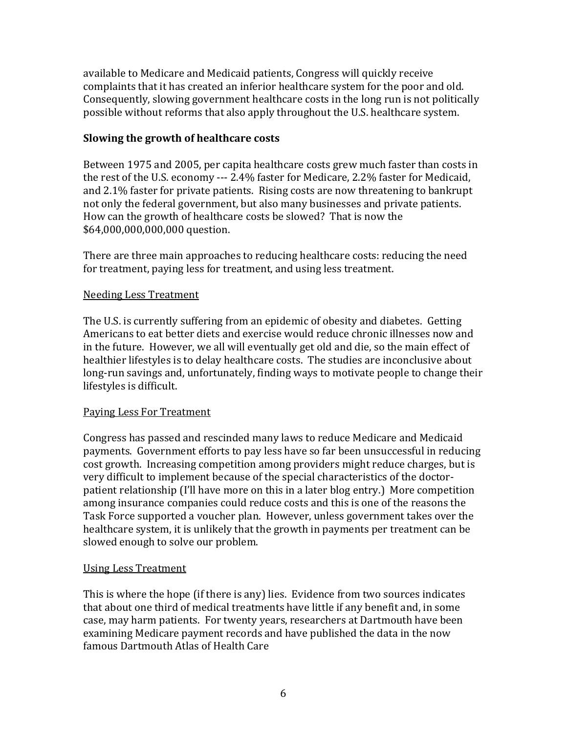available to Medicare and Medicaid patients, Congress will quickly receive complaints that it has created an inferior healthcare system for the poor and old. Consequently, slowing government healthcare costs in the long run is not politically possible without reforms that also apply throughout the U.S. healthcare system.

**Slowing the growth of healthcare costs**

Between 1975 and 2005, per capita healthcare costs grew much faster than costs in the rest of the U.S. economy --- 2.4% faster for Medicare, 2.2% faster for Medicaid, and 2.1% faster for private patients. Rising costs are now threatening to bankrupt not only the federal government, but also many businesses and private patients. How can the growth of healthcare costs be slowed? That is now the $64,000,000,000,000 question.

There are three main approaches to reducing healthcare costs: reducing the need for treatment, paying less for treatment, and using less treatment.

<u>Needing Less Treatment</u>

The U.S. is currently suffering from an epidemic of obesity and diabetes. Getting Americans to eat better diets and exercise would reduce chronic illnesses now and in the future. However, we all will eventually get old and die, so the main effect of healthier lifestyles is to delay healthcare costs. The studies are inconclusive about long-run savings and, unfortunately, finding ways to motivate people to change their lifestyles is difficult.

<u>Paying Less For Treatment</u>

Congress has passed and rescinded many laws to reduce Medicare and Medicaid payments. Government efforts to pay less have so far been unsuccessful in reducing cost growth. Increasing competition among providers might reduce charges, but is very difficult to implement because of the special characteristics of the doctor-patient relationship (I'll have more on this in a later blog entry.) More competition among insurance companies could reduce costs and this is one of the reasons the Task Force supported a voucher plan. However, unless government takes over the healthcare system, it is unlikely that the growth in payments per treatment can be slowed enough to solve our problem.

<u>Using Less Treatment</u>

This is where the hope (if there is any) lies. Evidence from two sources indicates that about one third of medical treatments have little if any benefit and, in some case, may harm patients. For twenty years, researchers at Dartmouth have been examining Medicare payment records and have published the data in the now famous Dartmouth Atlas of Health Care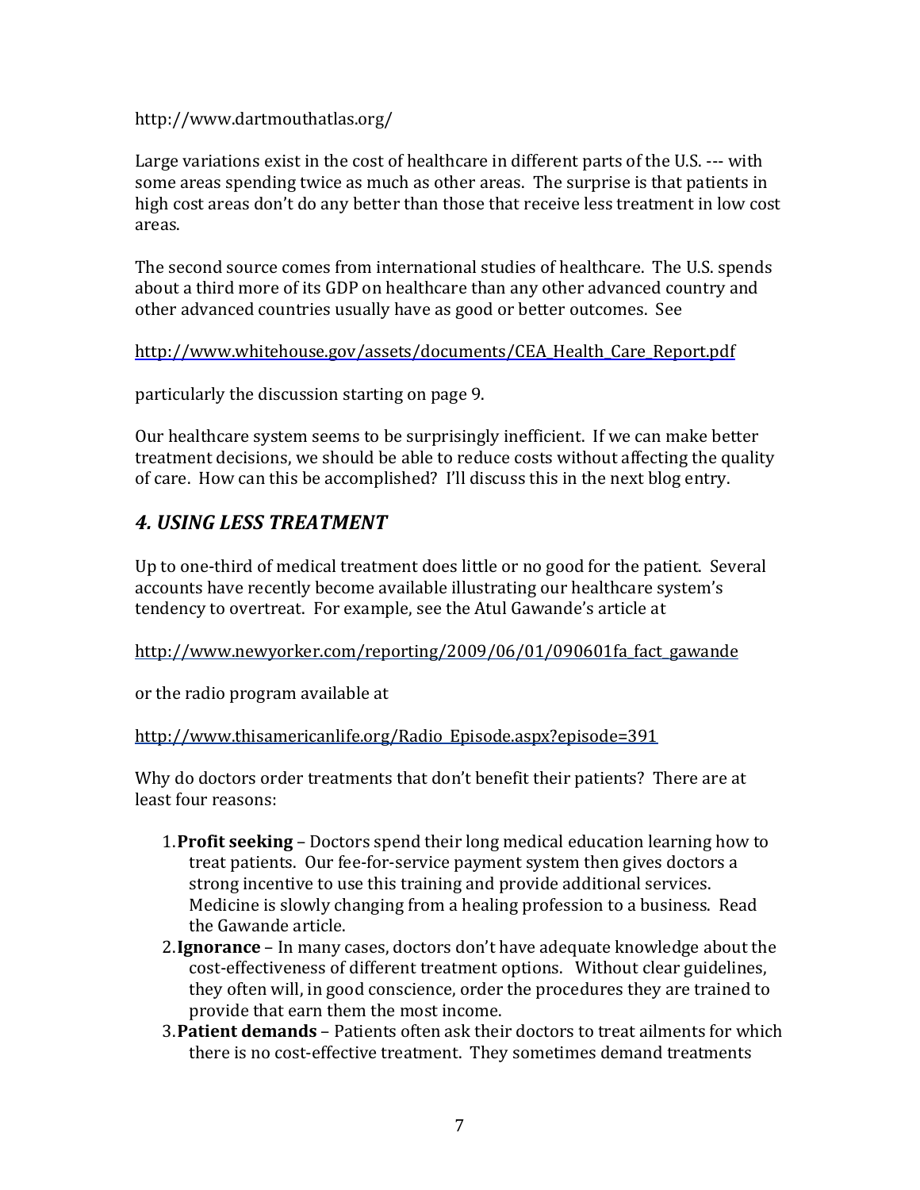http://www.dartmouthatlas.org/

Large variations exist in the cost of healthcare in different parts of the U.S. --- with some areas spending twice as much as other areas. The surprise is that patients in high cost areas don't do any better than those that receive less treatment in low cost areas.

The second source comes from international studies of healthcare. The U.S. spends about a third more of its GDP on healthcare than any other advanced country and other advanced countries usually have as good or better outcomes. See

http://www.whitehouse.gov/assets/documents/CEA_Health_Care_Report.pdf

particularly the discussion starting on page 9.

Our healthcare system seems to be surprisingly inefficient. If we can make better treatment decisions, we should be able to reduce costs without affecting the quality of care. How can this be accomplished? I'll discuss this in the next blog entry.

## *4. USING LESS TREATMENT*

Up to one-third of medical treatment does little or no good for the patient. Several accounts have recently become available illustrating our healthcare system's tendency to overtreat. For example, see the Atul Gawande's article at

http://www.newyorker.com/reporting/2009/06/01/090601fa_fact_gawande

or the radio program available at

http://www.thisamericanlife.org/Radio_Episode.aspx?episode=391

Why do doctors order treatments that don't benefit their patients? There are at least four reasons:

1. **Profit seeking** – Doctors spend their long medical education learning how to treat patients. Our fee-for-service payment system then gives doctors a strong incentive to use this training and provide additional services. Medicine is slowly changing from a healing profession to a business. Read the Gawande article.
2. **Ignorance** – In many cases, doctors don't have adequate knowledge about the cost-effectiveness of different treatment options. Without clear guidelines, they often will, in good conscience, order the procedures they are trained to provide that earn them the most income.
3. **Patient demands** – Patients often ask their doctors to treat ailments for which there is no cost-effective treatment. They sometimes demand treatments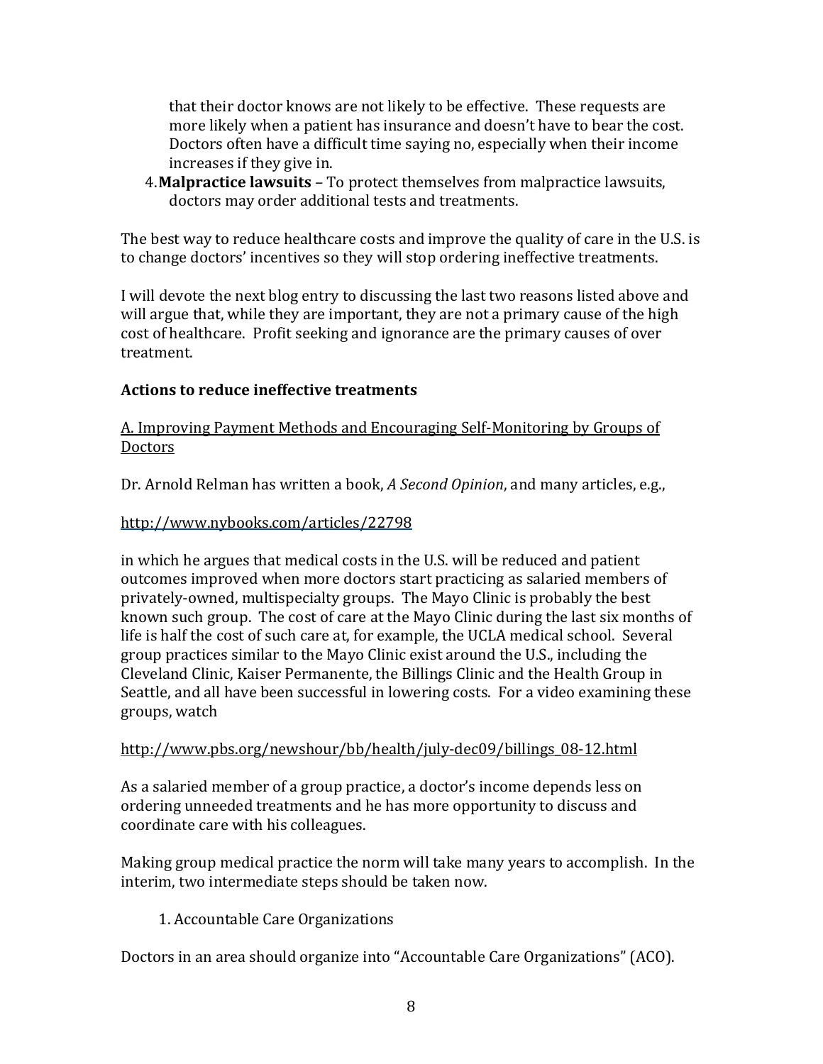that their doctor knows are not likely to be effective. These requests are more likely when a patient has insurance and doesn't have to bear the cost. Doctors often have a difficult time saying no, especially when their income increases if they give in.

4. **Malpractice lawsuits** – To protect themselves from malpractice lawsuits, doctors may order additional tests and treatments.

The best way to reduce healthcare costs and improve the quality of care in the U.S. is to change doctors' incentives so they will stop ordering ineffective treatments.

I will devote the next blog entry to discussing the last two reasons listed above and will argue that, while they are important, they are not a primary cause of the high cost of healthcare. Profit seeking and ignorance are the primary causes of over treatment.

**Actions to reduce ineffective treatments**

<u>A. Improving Payment Methods and Encouraging Self-Monitoring by Groups of Doctors</u>

Dr. Arnold Relman has written a book, *A Second Opinion*, and many articles, e.g.,

http://www.nybooks.com/articles/22798

in which he argues that medical costs in the U.S. will be reduced and patient outcomes improved when more doctors start practicing as salaried members of privately-owned, multispecialty groups. The Mayo Clinic is probably the best known such group. The cost of care at the Mayo Clinic during the last six months of life is half the cost of such care at, for example, the UCLA medical school. Several group practices similar to the Mayo Clinic exist around the U.S., including the Cleveland Clinic, Kaiser Permanente, the Billings Clinic and the Health Group in Seattle, and all have been successful in lowering costs. For a video examining these groups, watch

http://www.pbs.org/newshour/bb/health/july-dec09/billings_08-12.html

As a salaried member of a group practice, a doctor's income depends less on ordering unneeded treatments and he has more opportunity to discuss and coordinate care with his colleagues.

Making group medical practice the norm will take many years to accomplish. In the interim, two intermediate steps should be taken now.

1. Accountable Care Organizations

Doctors in an area should organize into "Accountable Care Organizations" (ACO).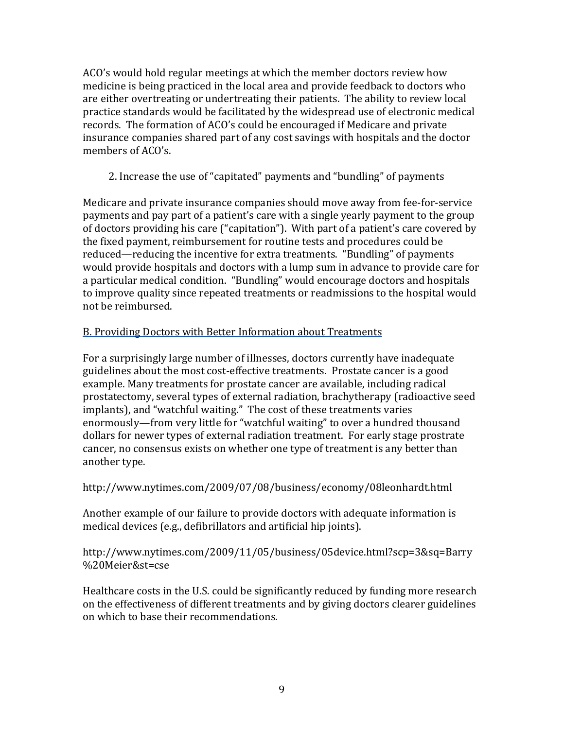ACO's would hold regular meetings at which the member doctors review how medicine is being practiced in the local area and provide feedback to doctors who are either overtreating or undertreating their patients. The ability to review local practice standards would be facilitated by the widespread use of electronic medical records. The formation of ACO's could be encouraged if Medicare and private insurance companies shared part of any cost savings with hospitals and the doctor members of ACO's.

2. Increase the use of "capitated" payments and "bundling" of payments

Medicare and private insurance companies should move away from fee-for-service payments and pay part of a patient's care with a single yearly payment to the group of doctors providing his care ("capitation"). With part of a patient's care covered by the fixed payment, reimbursement for routine tests and procedures could be reduced—reducing the incentive for extra treatments. "Bundling" of payments would provide hospitals and doctors with a lump sum in advance to provide care for a particular medical condition. "Bundling" would encourage doctors and hospitals to improve quality since repeated treatments or readmissions to the hospital would not be reimbursed.

<u>B. Providing Doctors with Better Information about Treatments</u>

For a surprisingly large number of illnesses, doctors currently have inadequate guidelines about the most cost-effective treatments. Prostate cancer is a good example. Many treatments for prostate cancer are available, including radical prostatectomy, several types of external radiation, brachytherapy (radioactive seed implants), and "watchful waiting." The cost of these treatments varies enormously—from very little for "watchful waiting" to over a hundred thousand dollars for newer types of external radiation treatment. For early stage prostrate cancer, no consensus exists on whether one type of treatment is any better than another type.

http://www.nytimes.com/2009/07/08/business/economy/08leonhardt.html

Another example of our failure to provide doctors with adequate information is medical devices (e.g., defibrillators and artificial hip joints).

http://www.nytimes.com/2009/11/05/business/05device.html?scp=3&sq=Barry%20Meier&st=cse

Healthcare costs in the U.S. could be significantly reduced by funding more research on the effectiveness of different treatments and by giving doctors clearer guidelines on which to base their recommendations.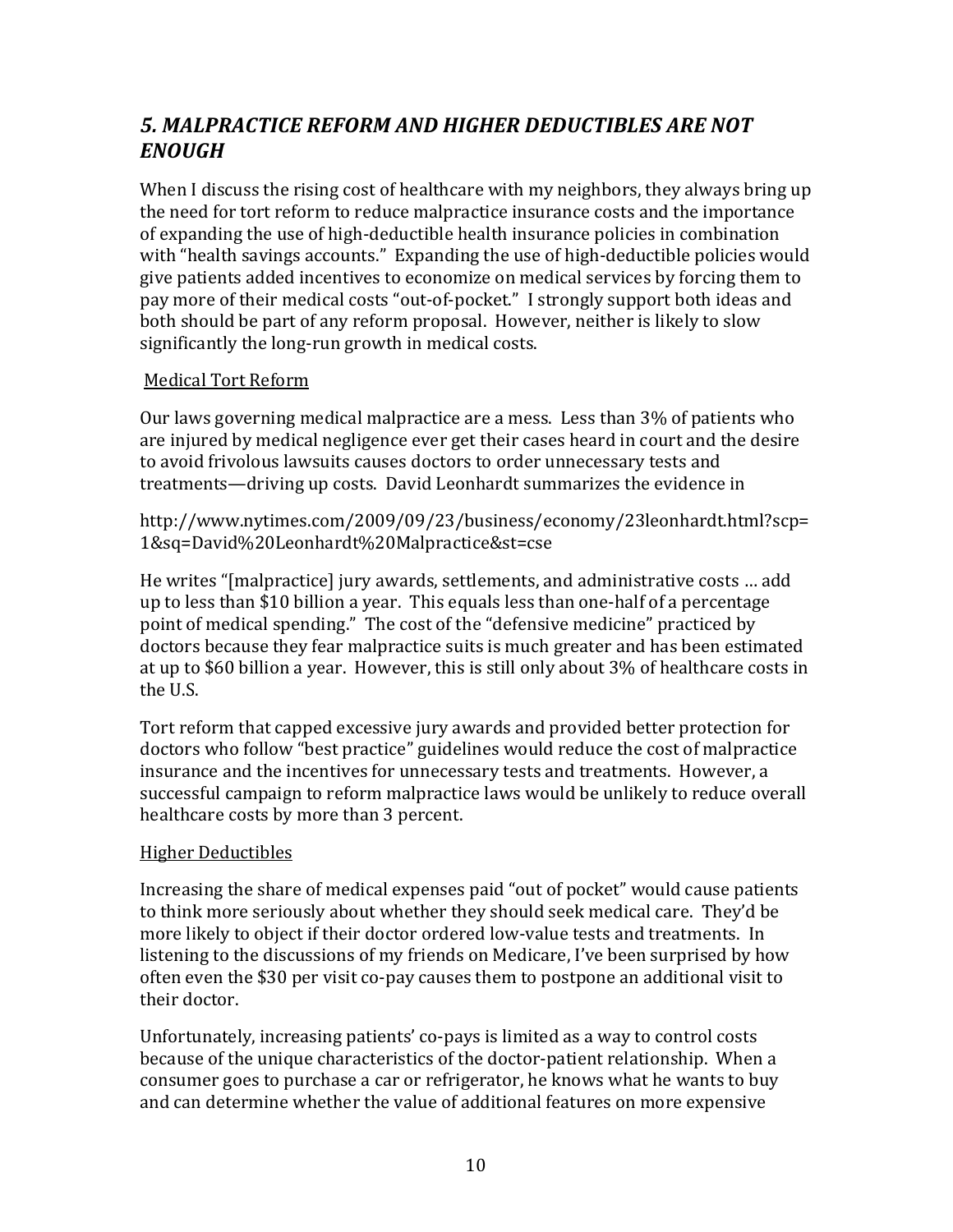## *5. MALPRACTICE REFORM AND HIGHER DEDUCTIBLES ARE NOT ENOUGH*

When I discuss the rising cost of healthcare with my neighbors, they always bring up the need for tort reform to reduce malpractice insurance costs and the importance of expanding the use of high-deductible health insurance policies in combination with "health savings accounts." Expanding the use of high-deductible policies would give patients added incentives to economize on medical services by forcing them to pay more of their medical costs "out-of-pocket." I strongly support both ideas and both should be part of any reform proposal. However, neither is likely to slow significantly the long-run growth in medical costs.

<u>Medical Tort Reform</u>

Our laws governing medical malpractice are a mess. Less than 3% of patients who are injured by medical negligence ever get their cases heard in court and the desire to avoid frivolous lawsuits causes doctors to order unnecessary tests and treatments—driving up costs. David Leonhardt summarizes the evidence in

http://www.nytimes.com/2009/09/23/business/economy/23leonhardt.html?scp=1&sq=David%20Leonhardt%20Malpractice&st=cse

He writes "[malpractice] jury awards, settlements, and administrative costs … add up to less than $10 billion a year. This equals less than one-half of a percentage point of medical spending." The cost of the "defensive medicine" practiced by doctors because they fear malpractice suits is much greater and has been estimated at up to $60 billion a year. However, this is still only about 3% of healthcare costs in the U.S.

Tort reform that capped excessive jury awards and provided better protection for doctors who follow "best practice" guidelines would reduce the cost of malpractice insurance and the incentives for unnecessary tests and treatments. However, a successful campaign to reform malpractice laws would be unlikely to reduce overall healthcare costs by more than 3 percent.

<u>Higher Deductibles</u>

Increasing the share of medical expenses paid "out of pocket" would cause patients to think more seriously about whether they should seek medical care. They'd be more likely to object if their doctor ordered low-value tests and treatments. In listening to the discussions of my friends on Medicare, I've been surprised by how often even the $30 per visit co-pay causes them to postpone an additional visit to their doctor.

Unfortunately, increasing patients' co-pays is limited as a way to control costs because of the unique characteristics of the doctor-patient relationship. When a consumer goes to purchase a car or refrigerator, he knows what he wants to buy and can determine whether the value of additional features on more expensive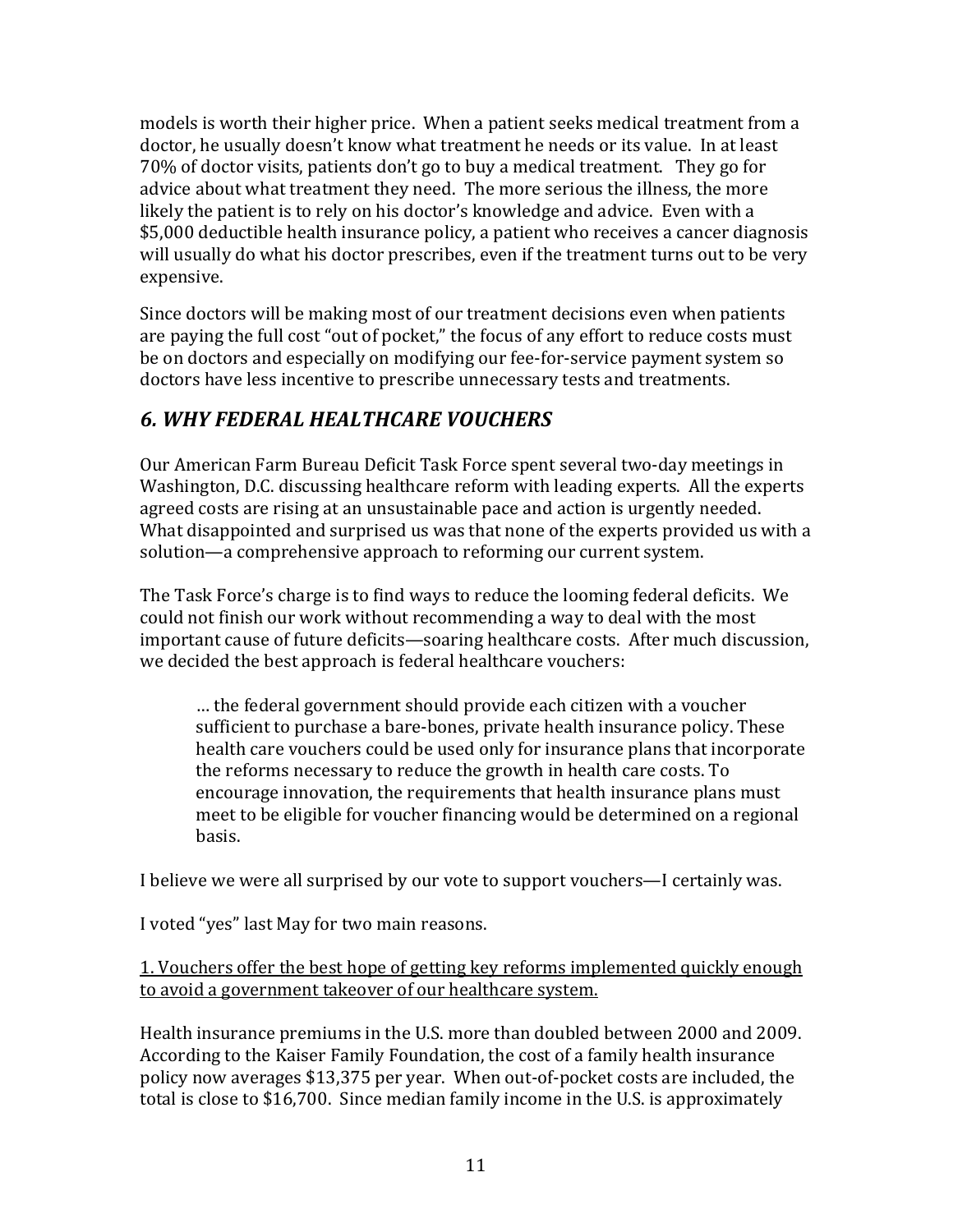models is worth their higher price. When a patient seeks medical treatment from a doctor, he usually doesn't know what treatment he needs or its value. In at least 70% of doctor visits, patients don't go to buy a medical treatment. They go for advice about what treatment they need. The more serious the illness, the more likely the patient is to rely on his doctor's knowledge and advice. Even with a $5,000 deductible health insurance policy, a patient who receives a cancer diagnosis will usually do what his doctor prescribes, even if the treatment turns out to be very expensive.

Since doctors will be making most of our treatment decisions even when patients are paying the full cost "out of pocket," the focus of any effort to reduce costs must be on doctors and especially on modifying our fee-for-service payment system so doctors have less incentive to prescribe unnecessary tests and treatments.

## *6. WHY FEDERAL HEALTHCARE VOUCHERS*

Our American Farm Bureau Deficit Task Force spent several two-day meetings in Washington, D.C. discussing healthcare reform with leading experts. All the experts agreed costs are rising at an unsustainable pace and action is urgently needed. What disappointed and surprised us was that none of the experts provided us with a solution—a comprehensive approach to reforming our current system.

The Task Force's charge is to find ways to reduce the looming federal deficits. We could not finish our work without recommending a way to deal with the most important cause of future deficits—soaring healthcare costs. After much discussion, we decided the best approach is federal healthcare vouchers:

> … the federal government should provide each citizen with a voucher sufficient to purchase a bare-bones, private health insurance policy. These health care vouchers could be used only for insurance plans that incorporate the reforms necessary to reduce the growth in health care costs. To encourage innovation, the requirements that health insurance plans must meet to be eligible for voucher financing would be determined on a regional basis.

I believe we were all surprised by our vote to support vouchers—I certainly was.

I voted "yes" last May for two main reasons.

<u>1. Vouchers offer the best hope of getting key reforms implemented quickly enough to avoid a government takeover of our healthcare system.</u>

Health insurance premiums in the U.S. more than doubled between 2000 and 2009. According to the Kaiser Family Foundation, the cost of a family health insurance policy now averages $13,375 per year. When out-of-pocket costs are included, the total is close to $16,700. Since median family income in the U.S. is approximately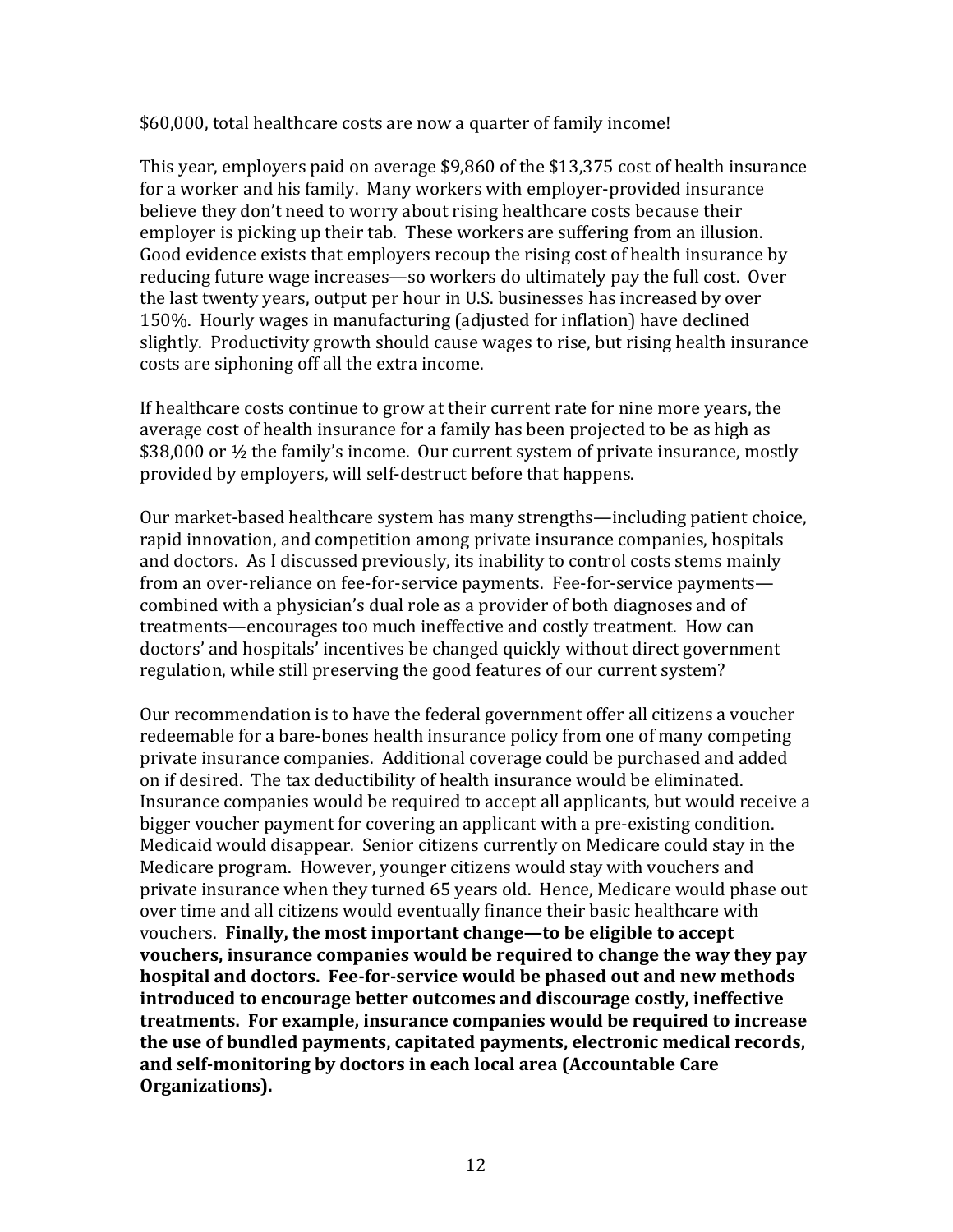$60,000, total healthcare costs are now a quarter of family income!

This year, employers paid on average $9,860 of the $13,375 cost of health insurance for a worker and his family. Many workers with employer-provided insurance believe they don't need to worry about rising healthcare costs because their employer is picking up their tab. These workers are suffering from an illusion. Good evidence exists that employers recoup the rising cost of health insurance by reducing future wage increases—so workers do ultimately pay the full cost. Over the last twenty years, output per hour in U.S. businesses has increased by over 150%. Hourly wages in manufacturing (adjusted for inflation) have declined slightly. Productivity growth should cause wages to rise, but rising health insurance costs are siphoning off all the extra income.

If healthcare costs continue to grow at their current rate for nine more years, the average cost of health insurance for a family has been projected to be as high as $38,000 or ½ the family's income. Our current system of private insurance, mostly provided by employers, will self-destruct before that happens.

Our market-based healthcare system has many strengths—including patient choice, rapid innovation, and competition among private insurance companies, hospitals and doctors. As I discussed previously, its inability to control costs stems mainly from an over-reliance on fee-for-service payments. Fee-for-service payments—combined with a physician's dual role as a provider of both diagnoses and of treatments—encourages too much ineffective and costly treatment. How can doctors' and hospitals' incentives be changed quickly without direct government regulation, while still preserving the good features of our current system?

Our recommendation is to have the federal government offer all citizens a voucher redeemable for a bare-bones health insurance policy from one of many competing private insurance companies. Additional coverage could be purchased and added on if desired. The tax deductibility of health insurance would be eliminated. Insurance companies would be required to accept all applicants, but would receive a bigger voucher payment for covering an applicant with a pre-existing condition. Medicaid would disappear. Senior citizens currently on Medicare could stay in the Medicare program. However, younger citizens would stay with vouchers and private insurance when they turned 65 years old. Hence, Medicare would phase out over time and all citizens would eventually finance their basic healthcare with vouchers. **Finally, the most important change—to be eligible to accept vouchers, insurance companies would be required to change the way they pay hospital and doctors. Fee-for-service would be phased out and new methods introduced to encourage better outcomes and discourage costly, ineffective treatments. For example, insurance companies would be required to increase the use of bundled payments, capitated payments, electronic medical records, and self-monitoring by doctors in each local area (Accountable Care Organizations).**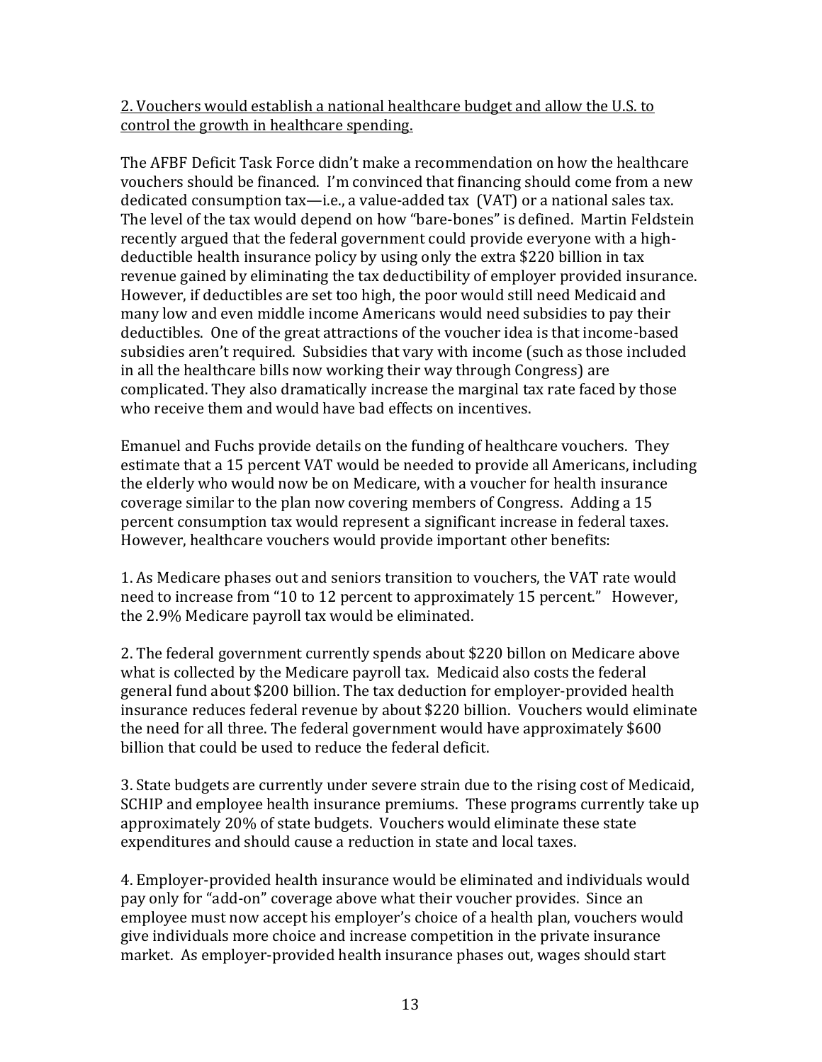2. Vouchers would establish a national healthcare budget and allow the U.S. to control the growth in healthcare spending.

The AFBF Deficit Task Force didn't make a recommendation on how the healthcare vouchers should be financed. I'm convinced that financing should come from a new dedicated consumption tax—i.e., a value-added tax (VAT) or a national sales tax. The level of the tax would depend on how "bare-bones" is defined. Martin Feldstein recently argued that the federal government could provide everyone with a high-deductible health insurance policy by using only the extra $220 billion in tax revenue gained by eliminating the tax deductibility of employer provided insurance. However, if deductibles are set too high, the poor would still need Medicaid and many low and even middle income Americans would need subsidies to pay their deductibles. One of the great attractions of the voucher idea is that income-based subsidies aren't required. Subsidies that vary with income (such as those included in all the healthcare bills now working their way through Congress) are complicated. They also dramatically increase the marginal tax rate faced by those who receive them and would have bad effects on incentives.

Emanuel and Fuchs provide details on the funding of healthcare vouchers. They estimate that a 15 percent VAT would be needed to provide all Americans, including the elderly who would now be on Medicare, with a voucher for health insurance coverage similar to the plan now covering members of Congress. Adding a 15 percent consumption tax would represent a significant increase in federal taxes. However, healthcare vouchers would provide important other benefits:

1. As Medicare phases out and seniors transition to vouchers, the VAT rate would need to increase from "10 to 12 percent to approximately 15 percent." However, the 2.9% Medicare payroll tax would be eliminated.

2. The federal government currently spends about $220 billon on Medicare above what is collected by the Medicare payroll tax. Medicaid also costs the federal general fund about $200 billion. The tax deduction for employer-provided health insurance reduces federal revenue by about $220 billion. Vouchers would eliminate the need for all three. The federal government would have approximately $600 billion that could be used to reduce the federal deficit.

3. State budgets are currently under severe strain due to the rising cost of Medicaid, SCHIP and employee health insurance premiums. These programs currently take up approximately 20% of state budgets. Vouchers would eliminate these state expenditures and should cause a reduction in state and local taxes.

4. Employer-provided health insurance would be eliminated and individuals would pay only for "add-on" coverage above what their voucher provides. Since an employee must now accept his employer's choice of a health plan, vouchers would give individuals more choice and increase competition in the private insurance market. As employer-provided health insurance phases out, wages should start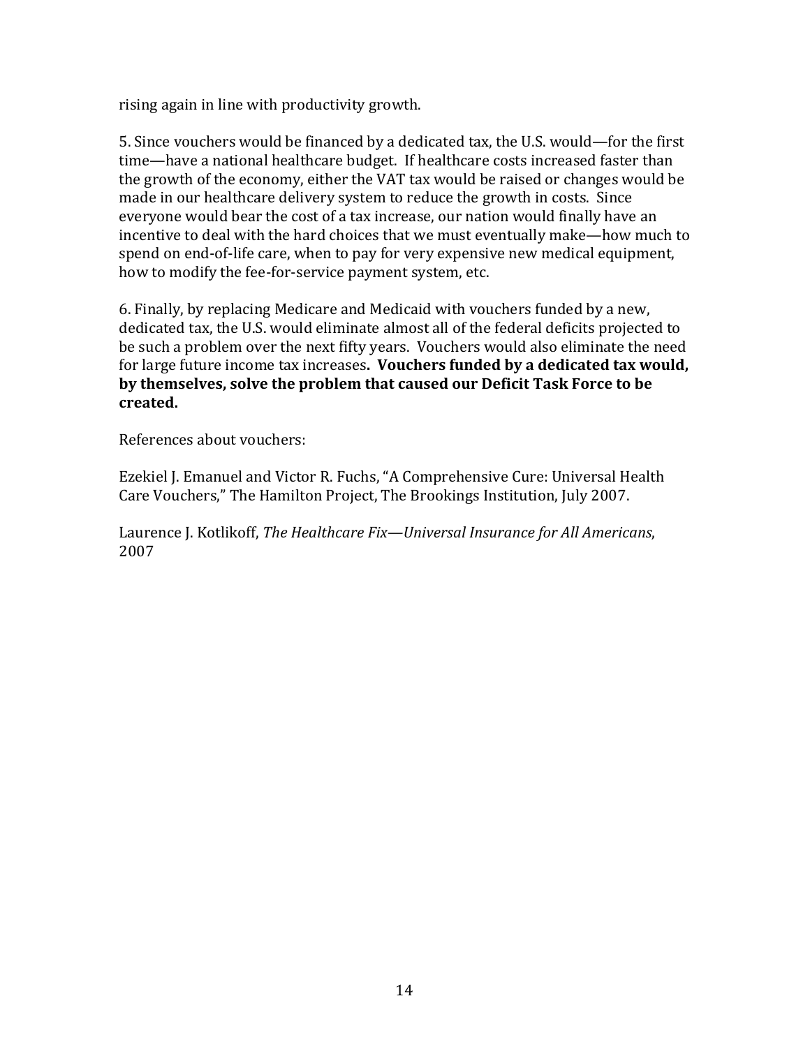rising again in line with productivity growth.

5. Since vouchers would be financed by a dedicated tax, the U.S. would—for the first time—have a national healthcare budget. If healthcare costs increased faster than the growth of the economy, either the VAT tax would be raised or changes would be made in our healthcare delivery system to reduce the growth in costs. Since everyone would bear the cost of a tax increase, our nation would finally have an incentive to deal with the hard choices that we must eventually make—how much to spend on end-of-life care, when to pay for very expensive new medical equipment, how to modify the fee-for-service payment system, etc.

6. Finally, by replacing Medicare and Medicaid with vouchers funded by a new, dedicated tax, the U.S. would eliminate almost all of the federal deficits projected to be such a problem over the next fifty years. Vouchers would also eliminate the need for large future income tax increases**. Vouchers funded by a dedicated tax would, by themselves, solve the problem that caused our Deficit Task Force to be created.**

References about vouchers:

Ezekiel J. Emanuel and Victor R. Fuchs, "A Comprehensive Cure: Universal Health Care Vouchers," The Hamilton Project, The Brookings Institution, July 2007.

Laurence J. Kotlikoff, *The Healthcare Fix—Universal Insurance for All Americans*, 2007